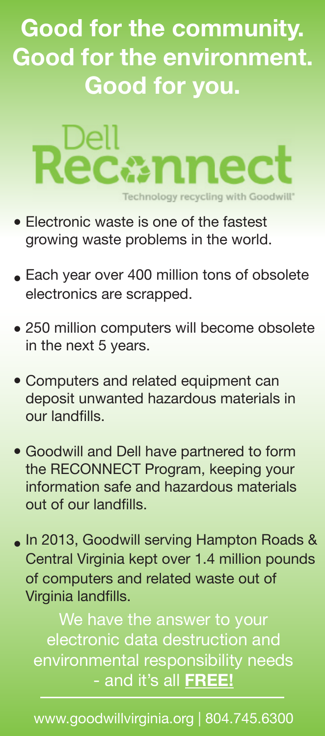# Good for the community. Good for the environment. Good for you.

## Dell Reconnect

Technology recycling with Goodwill®

- Electronic waste is one of the fastest growing waste problems in the world.
- Each year over 400 million tons of obsolete electronics are scrapped.
- 250 million computers will become obsolete in the next 5 years.
- Computers and related equipment can deposit unwanted hazardous materials in our landfills.
- Goodwill and Dell have partnered to form the RECONNECT Program, keeping your information safe and hazardous materials out of our landfills.
- In 2013, Goodwill serving Hampton Roads & Central Virginia kept over 1.4 million pounds of computers and related waste out of Virginia landfills.

We have the answer to your electronic data destruction and environmental responsibility needs - and it's all **FREE!**

www.goodwillvirginia.org | 804.745.6300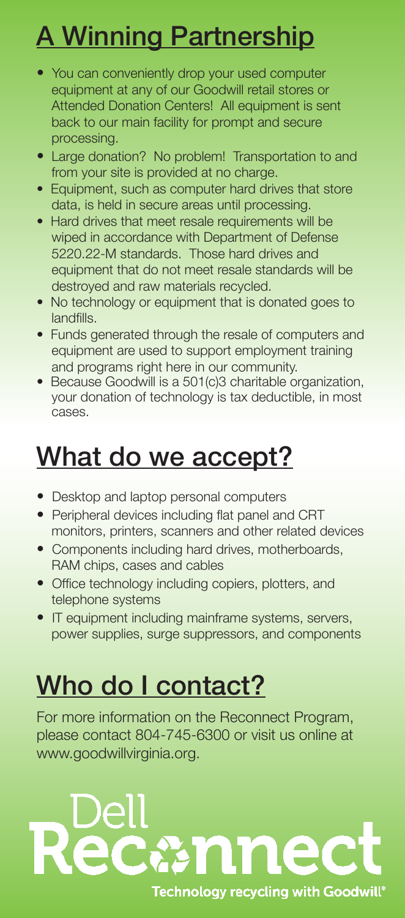## A Winning Partnership

- You can conveniently drop your used computer equipment at any of our Goodwill retail stores or Attended Donation Centers! All equipment is sent back to our main facility for prompt and secure processing.
- Large donation? No problem! Transportation to and from your site is provided at no charge.
- Equipment, such as computer hard drives that store data, is held in secure areas until processing.
- Hard drives that meet resale requirements will be wiped in accordance with Department of Defense 5220.22-M standards. Those hard drives and equipment that do not meet resale standards will be destroyed and raw materials recycled.
- No technology or equipment that is donated goes to landfills.
- Funds generated through the resale of computers and equipment are used to support employment training and programs right here in our community.
- Because Goodwill is a 501(c)3 charitable organization, your donation of technology is tax deductible, in most cases.

## What do we accept?

- Desktop and laptop personal computers
- Peripheral devices including flat panel and CRT monitors, printers, scanners and other related devices
- Components including hard drives, motherboards, RAM chips, cases and cables
- Office technology including copiers, plotters, and telephone systems
- IT equipment including mainframe systems, servers, power supplies, surge suppressors, and components

## Who do I contact?

For more information on the Reconnect Program, please contact 804-745-6300 or visit us online at www.goodwillvirginia.org.

Dell Reconnect

Technology recycling with Goodwill®